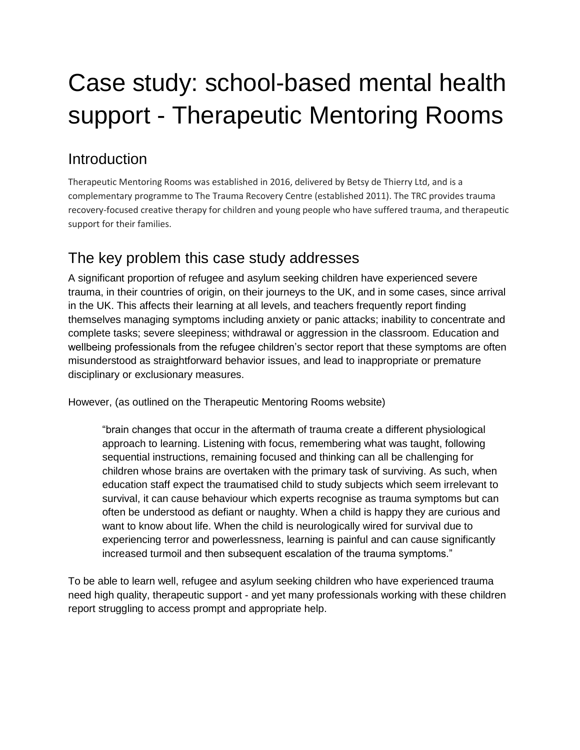# Case study: school-based mental health support - Therapeutic Mentoring Rooms

## Introduction

Therapeutic Mentoring Rooms was established in 2016, delivered by Betsy de Thierry Ltd, and is a complementary programme to The Trauma Recovery Centre (established 2011). The TRC provides trauma recovery-focused creative therapy for children and young people who have suffered trauma, and therapeutic support for their families.

## The key problem this case study addresses

A significant proportion of refugee and asylum seeking children have experienced severe trauma, in their countries of origin, on their journeys to the UK, and in some cases, since arrival in the UK. This affects their learning at all levels, and teachers frequently report finding themselves managing symptoms including anxiety or panic attacks; inability to concentrate and complete tasks; severe sleepiness; withdrawal or aggression in the classroom. Education and wellbeing professionals from the refugee children's sector report that these symptoms are often misunderstood as straightforward behavior issues, and lead to inappropriate or premature disciplinary or exclusionary measures.

However, (as outlined on the Therapeutic Mentoring Rooms website)

> "brain changes that occur in the aftermath of trauma create a different physiological approach to learning. Listening with focus, remembering what was taught, following sequential instructions, remaining focused and thinking can all be challenging for children whose brains are overtaken with the primary task of surviving. As such, when education staff expect the traumatised child to study subjects which seem irrelevant to survival, it can cause behaviour which experts recognise as trauma symptoms but can often be understood as defiant or naughty. When a child is happy they are curious and want to know about life. When the child is neurologically wired for survival due to experiencing terror and powerlessness, learning is painful and can cause significantly increased turmoil and then subsequent escalation of the trauma symptoms."

To be able to learn well, refugee and asylum seeking children who have experienced trauma need high quality, therapeutic support - and yet many professionals working with these children report struggling to access prompt and appropriate help.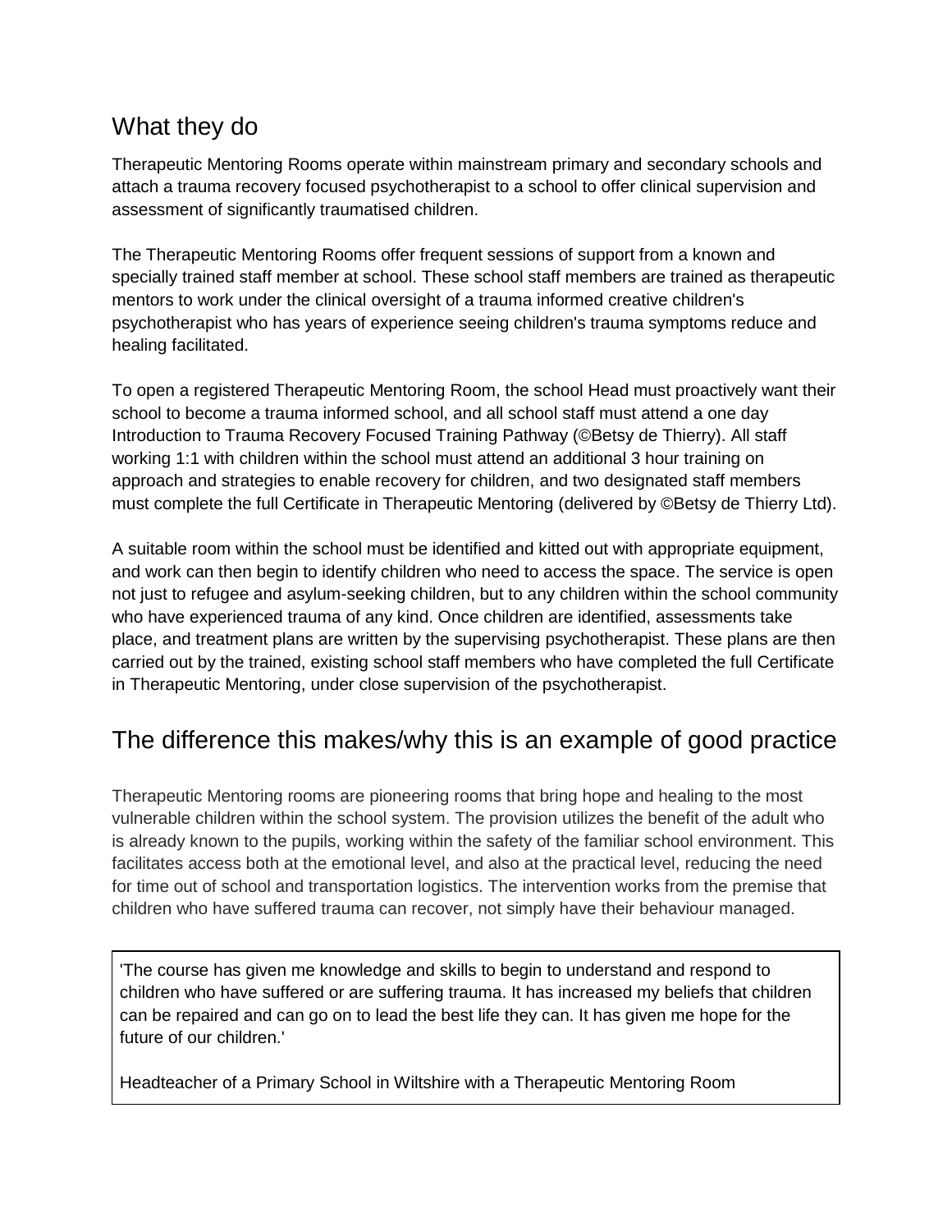## What they do

Therapeutic Mentoring Rooms operate within mainstream primary and secondary schools and attach a trauma recovery focused psychotherapist to a school to offer clinical supervision and assessment of significantly traumatised children.

The Therapeutic Mentoring Rooms offer frequent sessions of support from a known and specially trained staff member at school. These school staff members are trained as therapeutic mentors to work under the clinical oversight of a trauma informed creative children's psychotherapist who has years of experience seeing children's trauma symptoms reduce and healing facilitated.

To open a registered Therapeutic Mentoring Room, the school Head must proactively want their school to become a trauma informed school, and all school staff must attend a one day Introduction to Trauma Recovery Focused Training Pathway (©Betsy de Thierry). All staff working 1:1 with children within the school must attend an additional 3 hour training on approach and strategies to enable recovery for children, and two designated staff members must complete the full Certificate in Therapeutic Mentoring (delivered by ©Betsy de Thierry Ltd).

A suitable room within the school must be identified and kitted out with appropriate equipment, and work can then begin to identify children who need to access the space. The service is open not just to refugee and asylum-seeking children, but to any children within the school community who have experienced trauma of any kind. Once children are identified, assessments take place, and treatment plans are written by the supervising psychotherapist. These plans are then carried out by the trained, existing school staff members who have completed the full Certificate in Therapeutic Mentoring, under close supervision of the psychotherapist.

## The difference this makes/why this is an example of good practice

Therapeutic Mentoring rooms are pioneering rooms that bring hope and healing to the most vulnerable children within the school system. The provision utilizes the benefit of the adult who is already known to the pupils, working within the safety of the familiar school environment. This facilitates access both at the emotional level, and also at the practical level, reducing the need for time out of school and transportation logistics. The intervention works from the premise that children who have suffered trauma can recover, not simply have their behaviour managed.

> 'The course has given me knowledge and skills to begin to understand and respond to children who have suffered or are suffering trauma. It has increased my beliefs that children can be repaired and can go on to lead the best life they can. It has given me hope for the future of our children.'
>
> Headteacher of a Primary School in Wiltshire with a Therapeutic Mentoring Room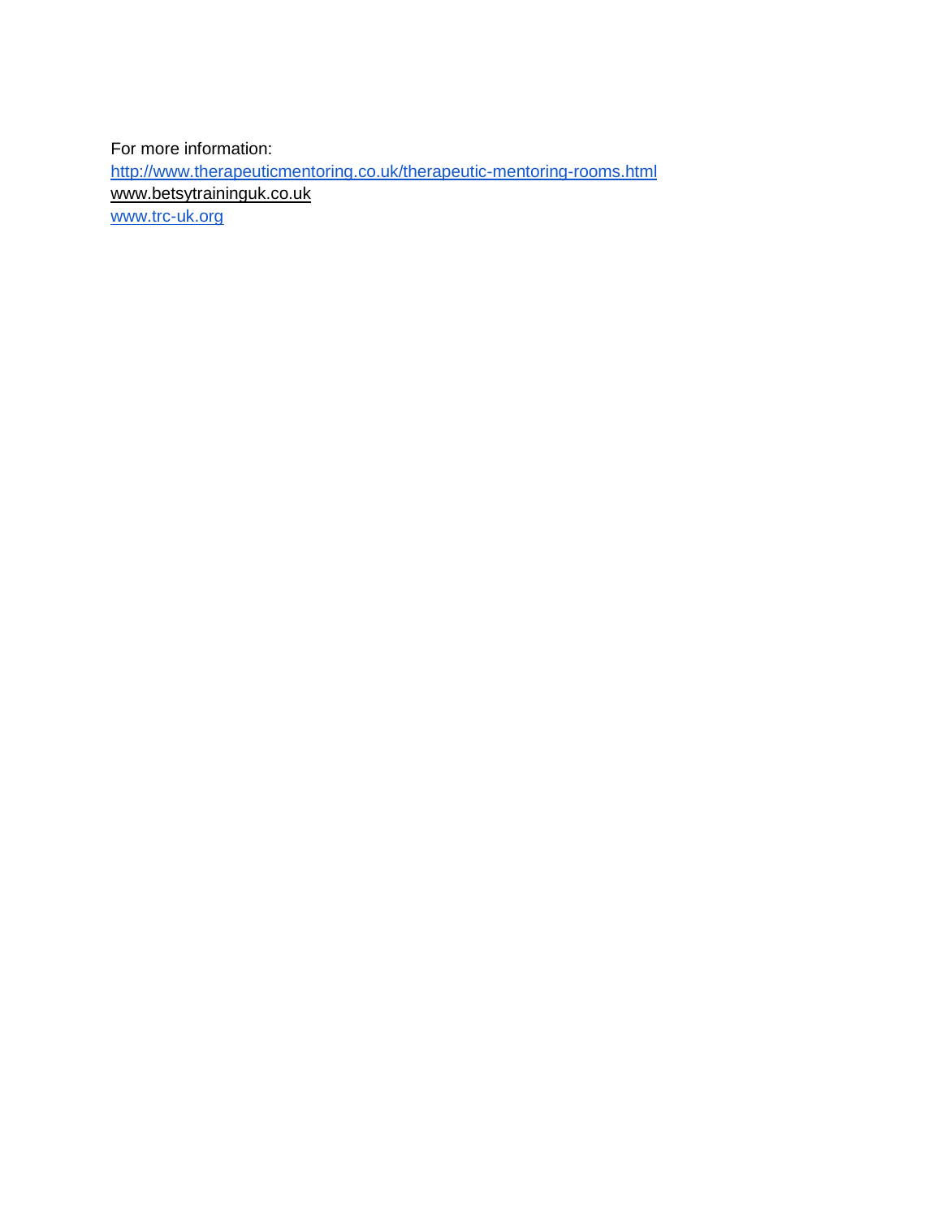For more information:
http://www.therapeuticmentoring.co.uk/therapeutic-mentoring-rooms.html
www.betsytraininguk.co.uk
www.trc-uk.org